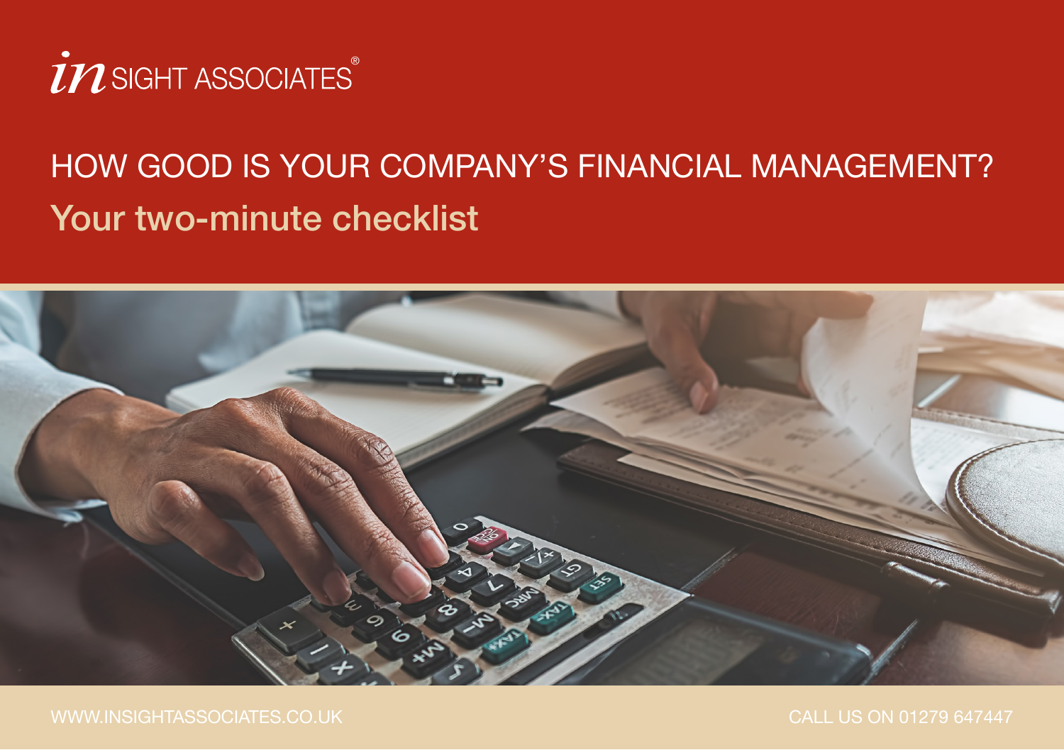*in* SIGHT ASSOCIATES®

# HOW GOOD IS YOUR COMPANY'S FINANCIAL MANAGEMENT?

## Your two-minute checklist

WWW.INSIGHTASSOCIATES.CO.UK

CALL US ON 01279 647447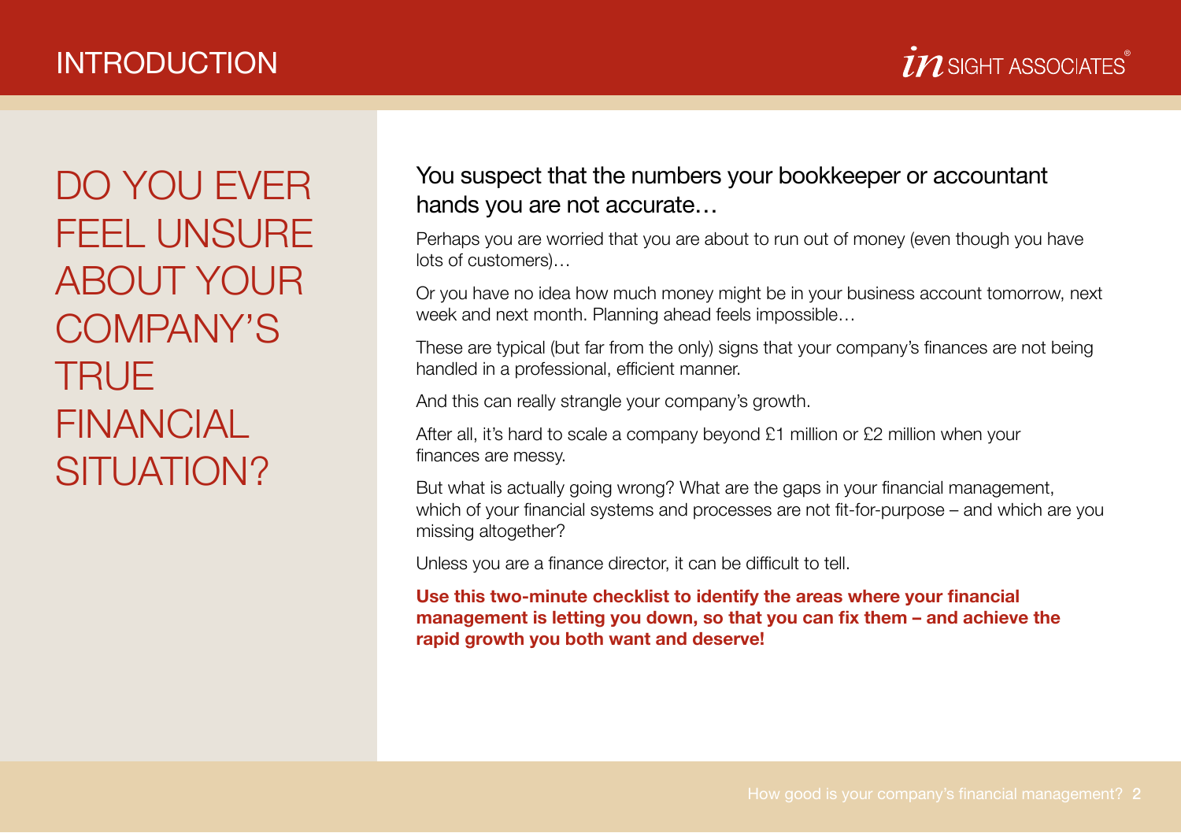# DO YOU EVER FEEL UNSURE ABOUT YOUR COMPANY'S TRUE FINANCIAL SITUATION?

## You suspect that the numbers your bookkeeper or accountant hands you are not accurate…

Perhaps you are worried that you are about to run out of money (even though you have lots of customers)…

Or you have no idea how much money might be in your business account tomorrow, next week and next month. Planning ahead feels impossible…

These are typical (but far from the only) signs that your company's finances are not being handled in a professional, efficient manner.

And this can really strangle your company's growth.

After all, it's hard to scale a company beyond £1 million or £2 million when your finances are messy.

But what is actually going wrong? What are the gaps in your financial management, which of your financial systems and processes are not fit-for-purpose – and which are you missing altogether?

Unless you are a finance director, it can be difficult to tell.

**Use this two-minute checklist to identify the areas where your financial management is letting you down, so that you can fix them – and achieve the rapid growth you both want and deserve!**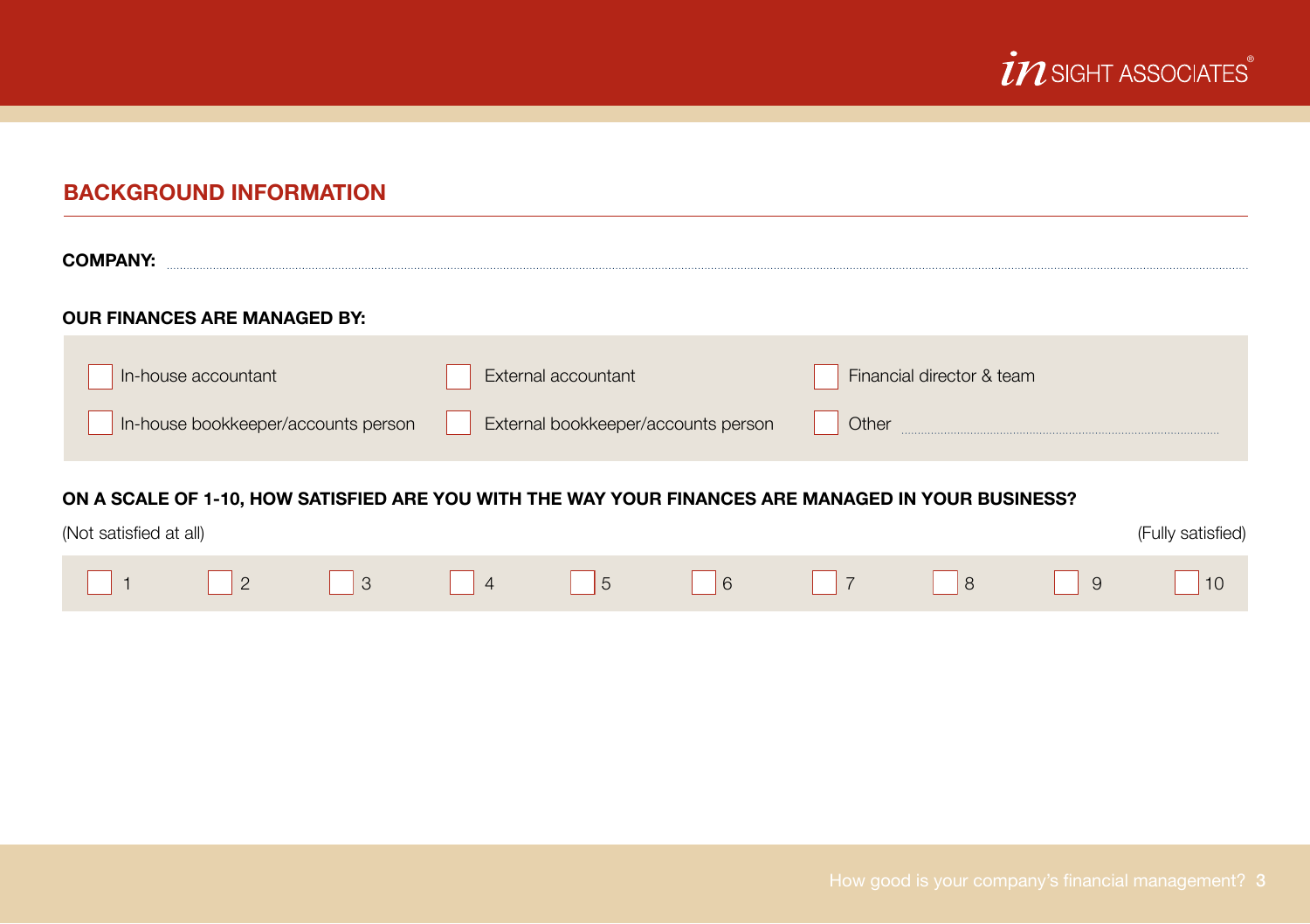## BACKGROUND INFORMATION

**COMPANY:** ..............................................................................

**OUR FINANCES ARE MANAGED BY:**

- ☐ In-house accountant
- ☐ External accountant
- ☐ Financial director & team
- ☐ In-house bookkeeper/accounts person
- ☐ External bookkeeper/accounts person
- ☐ Other ..............................................................................

**ON A SCALE OF 1-10, HOW SATISFIED ARE YOU WITH THE WAY YOUR FINANCES ARE MANAGED IN YOUR BUSINESS?**

(Not satisfied at all) (Fully satisfied)

☐ 1 ☐ 2 ☐ 3 ☐ 4 ☐ 5 ☐ 6 ☐ 7 ☐ 8 ☐ 9 ☐ 10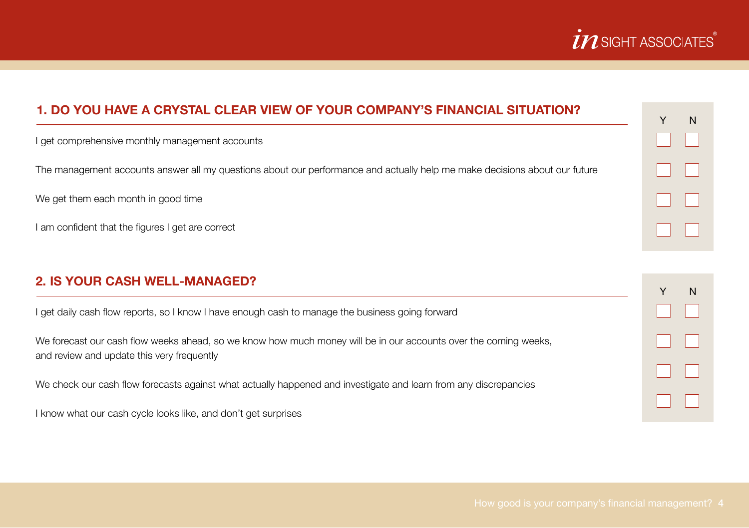## 1. DO YOU HAVE A CRYSTAL CLEAR VIEW OF YOUR COMPANY'S FINANCIAL SITUATION?

| | Y | N |
|---|---|---|
| I get comprehensive monthly management accounts | ☐ | ☐ |
| The management accounts answer all my questions about our performance and actually help me make decisions about our future | ☐ | ☐ |
| We get them each month in good time | ☐ | ☐ |
| I am confident that the figures I get are correct | ☐ | ☐ |

## 2. IS YOUR CASH WELL-MANAGED?

| | Y | N |
|---|---|---|
| I get daily cash flow reports, so I know I have enough cash to manage the business going forward | ☐ | ☐ |
| We forecast our cash flow weeks ahead, so we know how much money will be in our accounts over the coming weeks, and review and update this very frequently | ☐ | ☐ |
| We check our cash flow forecasts against what actually happened and investigate and learn from any discrepancies | ☐ | ☐ |
| I know what our cash cycle looks like, and don't get surprises | ☐ | ☐ |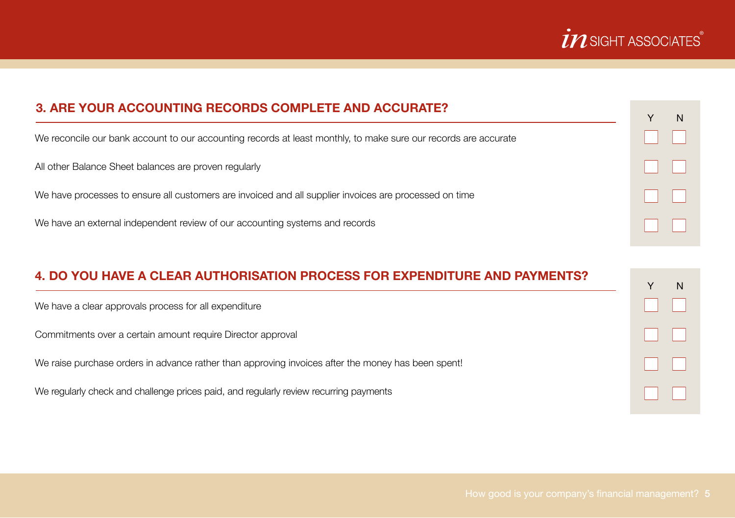## 3. ARE YOUR ACCOUNTING RECORDS COMPLETE AND ACCURATE?

| | Y | N |
|---|---|---|
| We reconcile our bank account to our accounting records at least monthly, to make sure our records are accurate | ☐ | ☐ |
| All other Balance Sheet balances are proven regularly | ☐ | ☐ |
| We have processes to ensure all customers are invoiced and all supplier invoices are processed on time | ☐ | ☐ |
| We have an external independent review of our accounting systems and records | ☐ | ☐ |

## 4. DO YOU HAVE A CLEAR AUTHORISATION PROCESS FOR EXPENDITURE AND PAYMENTS?

| | Y | N |
|---|---|---|
| We have a clear approvals process for all expenditure | ☐ | ☐ |
| Commitments over a certain amount require Director approval | ☐ | ☐ |
| We raise purchase orders in advance rather than approving invoices after the money has been spent! | ☐ | ☐ |
| We regularly check and challenge prices paid, and regularly review recurring payments | ☐ | ☐ |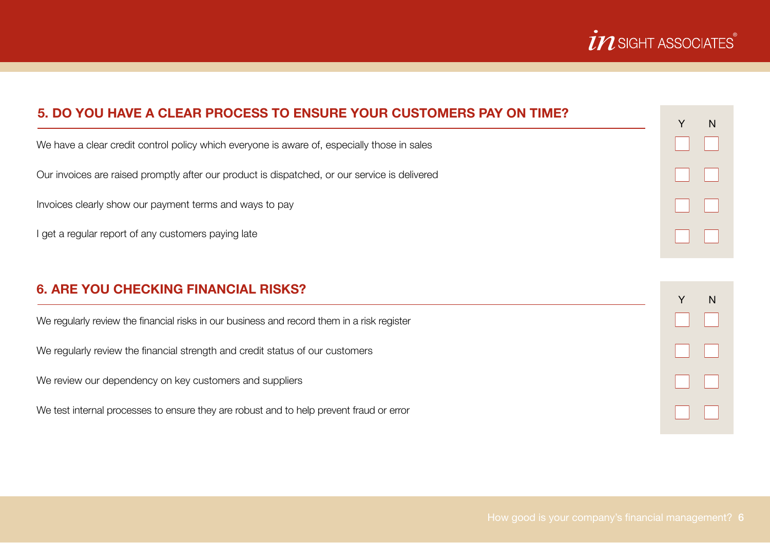## 5. DO YOU HAVE A CLEAR PROCESS TO ENSURE YOUR CUSTOMERS PAY ON TIME?

| | Y | N |
|---|---|---|
| We have a clear credit control policy which everyone is aware of, especially those in sales | ☐ | ☐ |
| Our invoices are raised promptly after our product is dispatched, or our service is delivered | ☐ | ☐ |
| Invoices clearly show our payment terms and ways to pay | ☐ | ☐ |
| I get a regular report of any customers paying late | ☐ | ☐ |

## 6. ARE YOU CHECKING FINANCIAL RISKS?

| | Y | N |
|---|---|---|
| We regularly review the financial risks in our business and record them in a risk register | ☐ | ☐ |
| We regularly review the financial strength and credit status of our customers | ☐ | ☐ |
| We review our dependency on key customers and suppliers | ☐ | ☐ |
| We test internal processes to ensure they are robust and to help prevent fraud or error | ☐ | ☐ |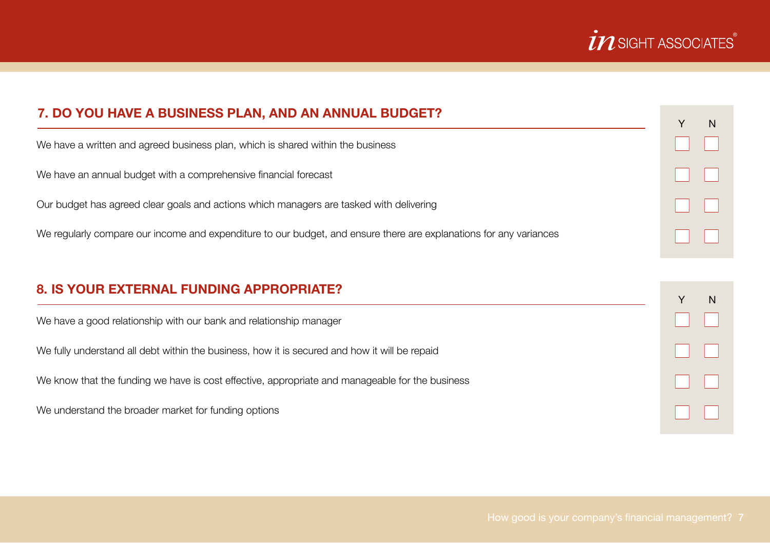## 7. DO YOU HAVE A BUSINESS PLAN, AND AN ANNUAL BUDGET?

| | Y | N |
|---|---|---|
| We have a written and agreed business plan, which is shared within the business | ☐ | ☐ |
| We have an annual budget with a comprehensive financial forecast | ☐ | ☐ |
| Our budget has agreed clear goals and actions which managers are tasked with delivering | ☐ | ☐ |
| We regularly compare our income and expenditure to our budget, and ensure there are explanations for any variances | ☐ | ☐ |

## 8. IS YOUR EXTERNAL FUNDING APPROPRIATE?

| | Y | N |
|---|---|---|
| We have a good relationship with our bank and relationship manager | ☐ | ☐ |
| We fully understand all debt within the business, how it is secured and how it will be repaid | ☐ | ☐ |
| We know that the funding we have is cost effective, appropriate and manageable for the business | ☐ | ☐ |
| We understand the broader market for funding options | ☐ | ☐ |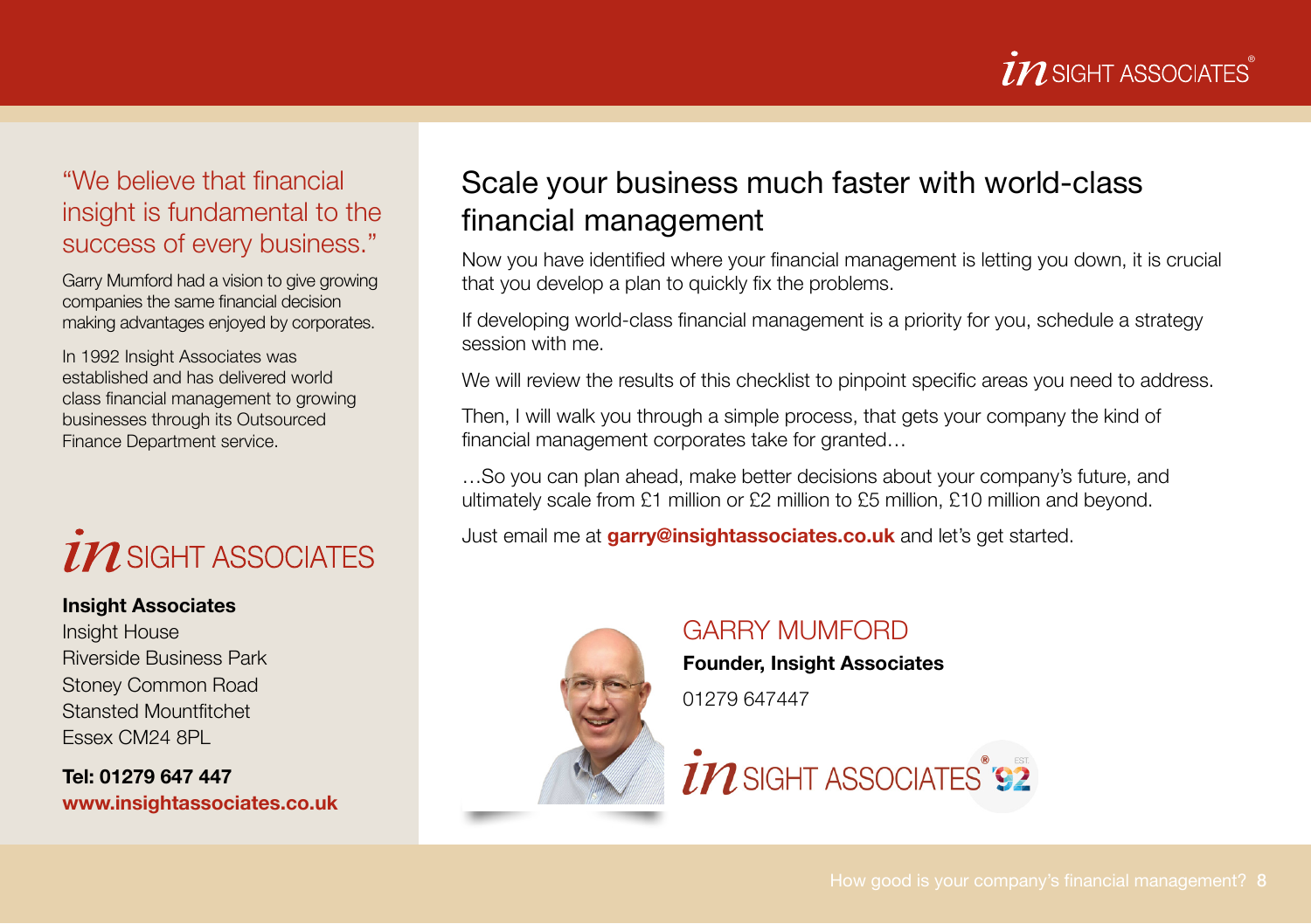"We believe that financial insight is fundamental to the success of every business."

Garry Mumford had a vision to give growing companies the same financial decision making advantages enjoyed by corporates.

In 1992 Insight Associates was established and has delivered world class financial management to growing businesses through its Outsourced Finance Department service.

**Insight Associates**
Insight House
Riverside Business Park
Stoney Common Road
Stansted Mountfitchet
Essex CM24 8PL

**Tel: 01279 647 447**
**www.insightassociates.co.uk**

# Scale your business much faster with world-class financial management

Now you have identified where your financial management is letting you down, it is crucial that you develop a plan to quickly fix the problems.

If developing world-class financial management is a priority for you, schedule a strategy session with me.

We will review the results of this checklist to pinpoint specific areas you need to address.

Then, I will walk you through a simple process, that gets your company the kind of financial management corporates take for granted…

…So you can plan ahead, make better decisions about your company's future, and ultimately scale from £1 million or £2 million to £5 million, £10 million and beyond.

Just email me at **garry@insightassociates.co.uk** and let's get started.

## GARRY MUMFORD

**Founder, Insight Associates**

01279 647447